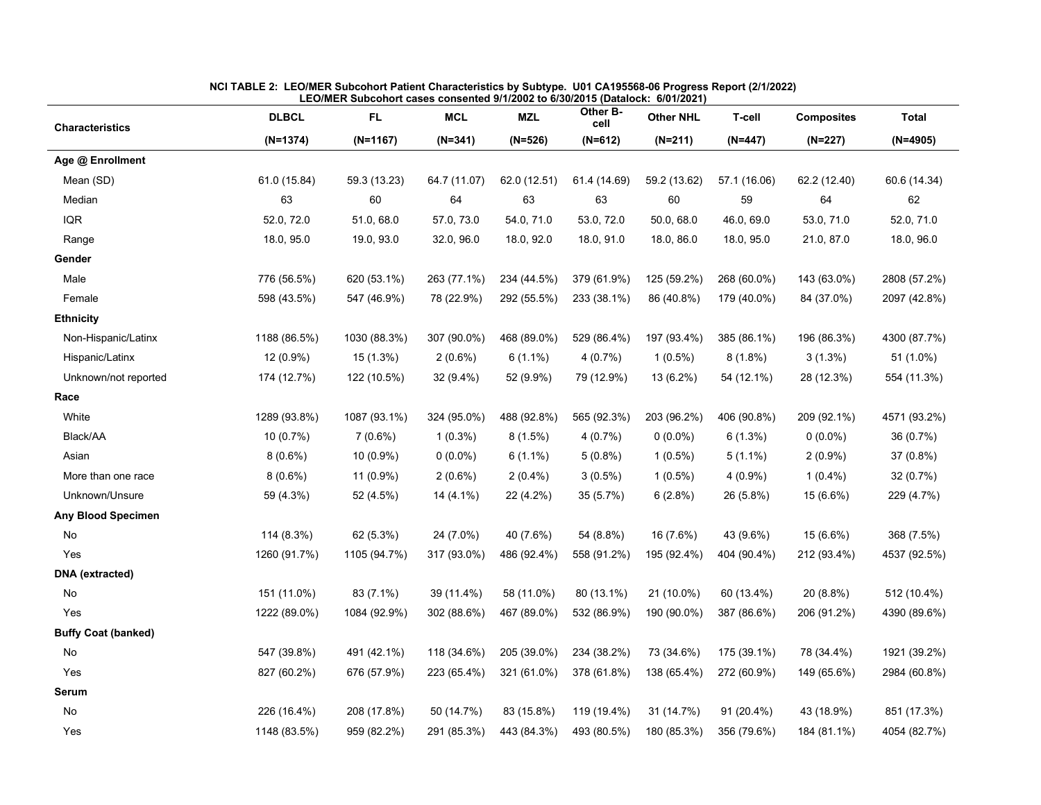**NCI TABLE 2: LEO/MER Subcohort Patient Characteristics by Subtype. U01 CA195568-06 Progress Report (2/1/2022)**
**LEO/MER Subcohort cases consented 9/1/2002 to 6/30/2015 (Datalock: 6/01/2021)**

| Characteristics | DLBCL (N=1374) | FL (N=1167) | MCL (N=341) | MZL (N=526) | Other B-cell (N=612) | Other NHL (N=211) | T-cell (N=447) | Composites (N=227) | Total (N=4905) |
|---|---|---|---|---|---|---|---|---|---|
| **Age @ Enrollment** | | | | | | | | | |
| Mean (SD) | 61.0 (15.84) | 59.3 (13.23) | 64.7 (11.07) | 62.0 (12.51) | 61.4 (14.69) | 59.2 (13.62) | 57.1 (16.06) | 62.2 (12.40) | 60.6 (14.34) |
| Median | 63 | 60 | 64 | 63 | 63 | 60 | 59 | 64 | 62 |
| IQR | 52.0, 72.0 | 51.0, 68.0 | 57.0, 73.0 | 54.0, 71.0 | 53.0, 72.0 | 50.0, 68.0 | 46.0, 69.0 | 53.0, 71.0 | 52.0, 71.0 |
| Range | 18.0, 95.0 | 19.0, 93.0 | 32.0, 96.0 | 18.0, 92.0 | 18.0, 91.0 | 18.0, 86.0 | 18.0, 95.0 | 21.0, 87.0 | 18.0, 96.0 |
| **Gender** | | | | | | | | | |
| Male | 776 (56.5%) | 620 (53.1%) | 263 (77.1%) | 234 (44.5%) | 379 (61.9%) | 125 (59.2%) | 268 (60.0%) | 143 (63.0%) | 2808 (57.2%) |
| Female | 598 (43.5%) | 547 (46.9%) | 78 (22.9%) | 292 (55.5%) | 233 (38.1%) | 86 (40.8%) | 179 (40.0%) | 84 (37.0%) | 2097 (42.8%) |
| **Ethnicity** | | | | | | | | | |
| Non-Hispanic/Latinx | 1188 (86.5%) | 1030 (88.3%) | 307 (90.0%) | 468 (89.0%) | 529 (86.4%) | 197 (93.4%) | 385 (86.1%) | 196 (86.3%) | 4300 (87.7%) |
| Hispanic/Latinx | 12 (0.9%) | 15 (1.3%) | 2 (0.6%) | 6 (1.1%) | 4 (0.7%) | 1 (0.5%) | 8 (1.8%) | 3 (1.3%) | 51 (1.0%) |
| Unknown/not reported | 174 (12.7%) | 122 (10.5%) | 32 (9.4%) | 52 (9.9%) | 79 (12.9%) | 13 (6.2%) | 54 (12.1%) | 28 (12.3%) | 554 (11.3%) |
| **Race** | | | | | | | | | |
| White | 1289 (93.8%) | 1087 (93.1%) | 324 (95.0%) | 488 (92.8%) | 565 (92.3%) | 203 (96.2%) | 406 (90.8%) | 209 (92.1%) | 4571 (93.2%) |
| Black/AA | 10 (0.7%) | 7 (0.6%) | 1 (0.3%) | 8 (1.5%) | 4 (0.7%) | 0 (0.0%) | 6 (1.3%) | 0 (0.0%) | 36 (0.7%) |
| Asian | 8 (0.6%) | 10 (0.9%) | 0 (0.0%) | 6 (1.1%) | 5 (0.8%) | 1 (0.5%) | 5 (1.1%) | 2 (0.9%) | 37 (0.8%) |
| More than one race | 8 (0.6%) | 11 (0.9%) | 2 (0.6%) | 2 (0.4%) | 3 (0.5%) | 1 (0.5%) | 4 (0.9%) | 1 (0.4%) | 32 (0.7%) |
| Unknown/Unsure | 59 (4.3%) | 52 (4.5%) | 14 (4.1%) | 22 (4.2%) | 35 (5.7%) | 6 (2.8%) | 26 (5.8%) | 15 (6.6%) | 229 (4.7%) |
| **Any Blood Specimen** | | | | | | | | | |
| No | 114 (8.3%) | 62 (5.3%) | 24 (7.0%) | 40 (7.6%) | 54 (8.8%) | 16 (7.6%) | 43 (9.6%) | 15 (6.6%) | 368 (7.5%) |
| Yes | 1260 (91.7%) | 1105 (94.7%) | 317 (93.0%) | 486 (92.4%) | 558 (91.2%) | 195 (92.4%) | 404 (90.4%) | 212 (93.4%) | 4537 (92.5%) |
| **DNA (extracted)** | | | | | | | | | |
| No | 151 (11.0%) | 83 (7.1%) | 39 (11.4%) | 58 (11.0%) | 80 (13.1%) | 21 (10.0%) | 60 (13.4%) | 20 (8.8%) | 512 (10.4%) |
| Yes | 1222 (89.0%) | 1084 (92.9%) | 302 (88.6%) | 467 (89.0%) | 532 (86.9%) | 190 (90.0%) | 387 (86.6%) | 206 (91.2%) | 4390 (89.6%) |
| **Buffy Coat (banked)** | | | | | | | | | |
| No | 547 (39.8%) | 491 (42.1%) | 118 (34.6%) | 205 (39.0%) | 234 (38.2%) | 73 (34.6%) | 175 (39.1%) | 78 (34.4%) | 1921 (39.2%) |
| Yes | 827 (60.2%) | 676 (57.9%) | 223 (65.4%) | 321 (61.0%) | 378 (61.8%) | 138 (65.4%) | 272 (60.9%) | 149 (65.6%) | 2984 (60.8%) |
| **Serum** | | | | | | | | | |
| No | 226 (16.4%) | 208 (17.8%) | 50 (14.7%) | 83 (15.8%) | 119 (19.4%) | 31 (14.7%) | 91 (20.4%) | 43 (18.9%) | 851 (17.3%) |
| Yes | 1148 (83.5%) | 959 (82.2%) | 291 (85.3%) | 443 (84.3%) | 493 (80.5%) | 180 (85.3%) | 356 (79.6%) | 184 (81.1%) | 4054 (82.7%) |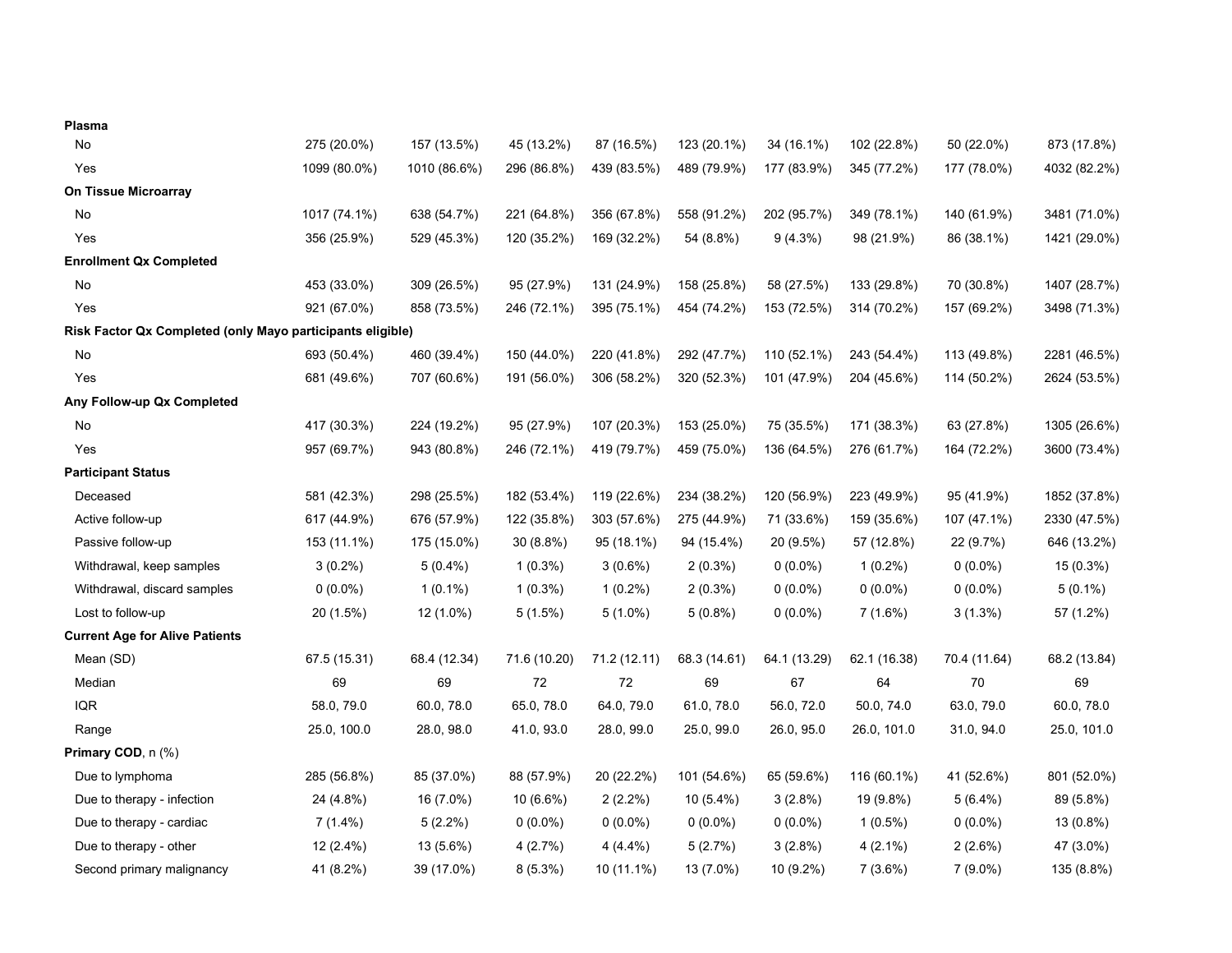| | | | | | | | | | |
|---|---|---|---|---|---|---|---|---|---|
| **Plasma** | | | | | | | | | |
| No | 275 (20.0%) | 157 (13.5%) | 45 (13.2%) | 87 (16.5%) | 123 (20.1%) | 34 (16.1%) | 102 (22.8%) | 50 (22.0%) | 873 (17.8%) |
| Yes | 1099 (80.0%) | 1010 (86.6%) | 296 (86.8%) | 439 (83.5%) | 489 (79.9%) | 177 (83.9%) | 345 (77.2%) | 177 (78.0%) | 4032 (82.2%) |
| **On Tissue Microarray** | | | | | | | | | |
| No | 1017 (74.1%) | 638 (54.7%) | 221 (64.8%) | 356 (67.8%) | 558 (91.2%) | 202 (95.7%) | 349 (78.1%) | 140 (61.9%) | 3481 (71.0%) |
| Yes | 356 (25.9%) | 529 (45.3%) | 120 (35.2%) | 169 (32.2%) | 54 (8.8%) | 9 (4.3%) | 98 (21.9%) | 86 (38.1%) | 1421 (29.0%) |
| **Enrollment Qx Completed** | | | | | | | | | |
| No | 453 (33.0%) | 309 (26.5%) | 95 (27.9%) | 131 (24.9%) | 158 (25.8%) | 58 (27.5%) | 133 (29.8%) | 70 (30.8%) | 1407 (28.7%) |
| Yes | 921 (67.0%) | 858 (73.5%) | 246 (72.1%) | 395 (75.1%) | 454 (74.2%) | 153 (72.5%) | 314 (70.2%) | 157 (69.2%) | 3498 (71.3%) |
| **Risk Factor Qx Completed (only Mayo participants eligible)** | | | | | | | | | |
| No | 693 (50.4%) | 460 (39.4%) | 150 (44.0%) | 220 (41.8%) | 292 (47.7%) | 110 (52.1%) | 243 (54.4%) | 113 (49.8%) | 2281 (46.5%) |
| Yes | 681 (49.6%) | 707 (60.6%) | 191 (56.0%) | 306 (58.2%) | 320 (52.3%) | 101 (47.9%) | 204 (45.6%) | 114 (50.2%) | 2624 (53.5%) |
| **Any Follow-up Qx Completed** | | | | | | | | | |
| No | 417 (30.3%) | 224 (19.2%) | 95 (27.9%) | 107 (20.3%) | 153 (25.0%) | 75 (35.5%) | 171 (38.3%) | 63 (27.8%) | 1305 (26.6%) |
| Yes | 957 (69.7%) | 943 (80.8%) | 246 (72.1%) | 419 (79.7%) | 459 (75.0%) | 136 (64.5%) | 276 (61.7%) | 164 (72.2%) | 3600 (73.4%) |
| **Participant Status** | | | | | | | | | |
| Deceased | 581 (42.3%) | 298 (25.5%) | 182 (53.4%) | 119 (22.6%) | 234 (38.2%) | 120 (56.9%) | 223 (49.9%) | 95 (41.9%) | 1852 (37.8%) |
| Active follow-up | 617 (44.9%) | 676 (57.9%) | 122 (35.8%) | 303 (57.6%) | 275 (44.9%) | 71 (33.6%) | 159 (35.6%) | 107 (47.1%) | 2330 (47.5%) |
| Passive follow-up | 153 (11.1%) | 175 (15.0%) | 30 (8.8%) | 95 (18.1%) | 94 (15.4%) | 20 (9.5%) | 57 (12.8%) | 22 (9.7%) | 646 (13.2%) |
| Withdrawal, keep samples | 3 (0.2%) | 5 (0.4%) | 1 (0.3%) | 3 (0.6%) | 2 (0.3%) | 0 (0.0%) | 1 (0.2%) | 0 (0.0%) | 15 (0.3%) |
| Withdrawal, discard samples | 0 (0.0%) | 1 (0.1%) | 1 (0.3%) | 1 (0.2%) | 2 (0.3%) | 0 (0.0%) | 0 (0.0%) | 0 (0.0%) | 5 (0.1%) |
| Lost to follow-up | 20 (1.5%) | 12 (1.0%) | 5 (1.5%) | 5 (1.0%) | 5 (0.8%) | 0 (0.0%) | 7 (1.6%) | 3 (1.3%) | 57 (1.2%) |
| **Current Age for Alive Patients** | | | | | | | | | |
| Mean (SD) | 67.5 (15.31) | 68.4 (12.34) | 71.6 (10.20) | 71.2 (12.11) | 68.3 (14.61) | 64.1 (13.29) | 62.1 (16.38) | 70.4 (11.64) | 68.2 (13.84) |
| Median | 69 | 69 | 72 | 72 | 69 | 67 | 64 | 70 | 69 |
| IQR | 58.0, 79.0 | 60.0, 78.0 | 65.0, 78.0 | 64.0, 79.0 | 61.0, 78.0 | 56.0, 72.0 | 50.0, 74.0 | 63.0, 79.0 | 60.0, 78.0 |
| Range | 25.0, 100.0 | 28.0, 98.0 | 41.0, 93.0 | 28.0, 99.0 | 25.0, 99.0 | 26.0, 95.0 | 26.0, 101.0 | 31.0, 94.0 | 25.0, 101.0 |
| **Primary COD**, n (%) | | | | | | | | | |
| Due to lymphoma | 285 (56.8%) | 85 (37.0%) | 88 (57.9%) | 20 (22.2%) | 101 (54.6%) | 65 (59.6%) | 116 (60.1%) | 41 (52.6%) | 801 (52.0%) |
| Due to therapy - infection | 24 (4.8%) | 16 (7.0%) | 10 (6.6%) | 2 (2.2%) | 10 (5.4%) | 3 (2.8%) | 19 (9.8%) | 5 (6.4%) | 89 (5.8%) |
| Due to therapy - cardiac | 7 (1.4%) | 5 (2.2%) | 0 (0.0%) | 0 (0.0%) | 0 (0.0%) | 0 (0.0%) | 1 (0.5%) | 0 (0.0%) | 13 (0.8%) |
| Due to therapy - other | 12 (2.4%) | 13 (5.6%) | 4 (2.7%) | 4 (4.4%) | 5 (2.7%) | 3 (2.8%) | 4 (2.1%) | 2 (2.6%) | 47 (3.0%) |
| Second primary malignancy | 41 (8.2%) | 39 (17.0%) | 8 (5.3%) | 10 (11.1%) | 13 (7.0%) | 10 (9.2%) | 7 (3.6%) | 7 (9.0%) | 135 (8.8%) |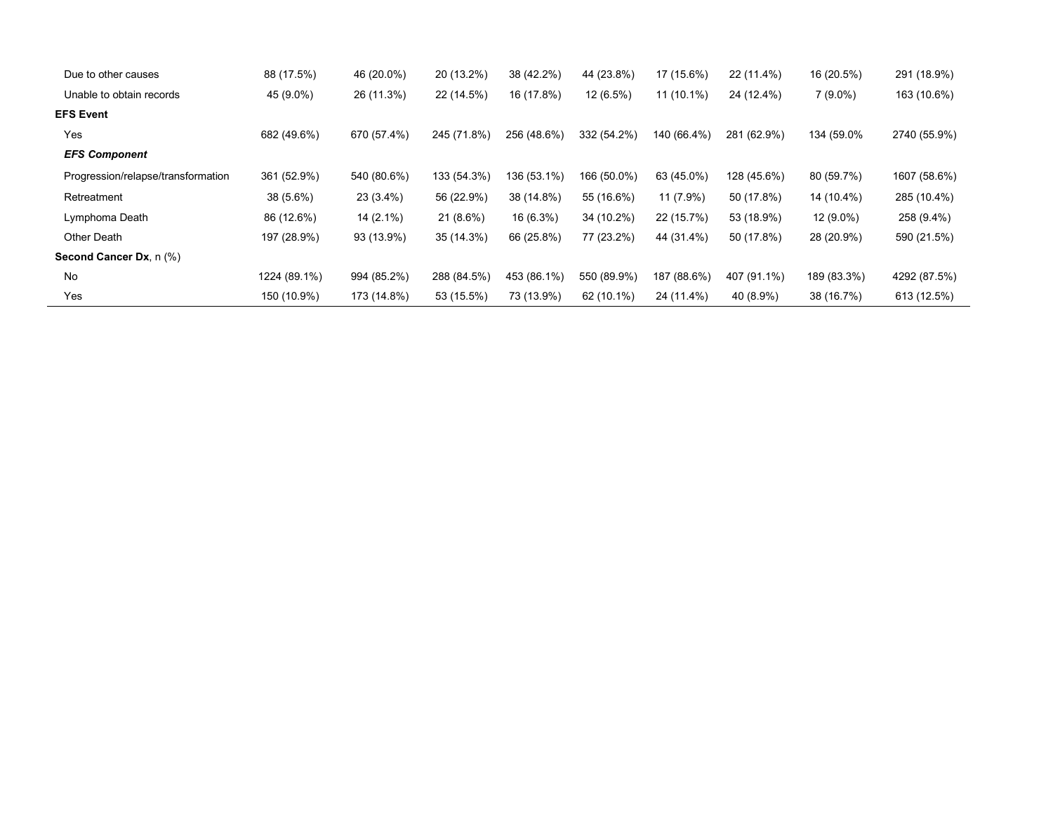| | | | | | | | | | |
|---|---|---|---|---|---|---|---|---|---|
| Due to other causes | 88 (17.5%) | 46 (20.0%) | 20 (13.2%) | 38 (42.2%) | 44 (23.8%) | 17 (15.6%) | 22 (11.4%) | 16 (20.5%) | 291 (18.9%) |
| Unable to obtain records | 45 (9.0%) | 26 (11.3%) | 22 (14.5%) | 16 (17.8%) | 12 (6.5%) | 11 (10.1%) | 24 (12.4%) | 7 (9.0%) | 163 (10.6%) |
| **EFS Event** | | | | | | | | | |
| Yes | 682 (49.6%) | 670 (57.4%) | 245 (71.8%) | 256 (48.6%) | 332 (54.2%) | 140 (66.4%) | 281 (62.9%) | 134 (59.0% | 2740 (55.9%) |
| ***EFS Component*** | | | | | | | | | |
| Progression/relapse/transformation | 361 (52.9%) | 540 (80.6%) | 133 (54.3%) | 136 (53.1%) | 166 (50.0%) | 63 (45.0%) | 128 (45.6%) | 80 (59.7%) | 1607 (58.6%) |
| Retreatment | 38 (5.6%) | 23 (3.4%) | 56 (22.9%) | 38 (14.8%) | 55 (16.6%) | 11 (7.9%) | 50 (17.8%) | 14 (10.4%) | 285 (10.4%) |
| Lymphoma Death | 86 (12.6%) | 14 (2.1%) | 21 (8.6%) | 16 (6.3%) | 34 (10.2%) | 22 (15.7%) | 53 (18.9%) | 12 (9.0%) | 258 (9.4%) |
| Other Death | 197 (28.9%) | 93 (13.9%) | 35 (14.3%) | 66 (25.8%) | 77 (23.2%) | 44 (31.4%) | 50 (17.8%) | 28 (20.9%) | 590 (21.5%) |
| **Second Cancer Dx**, n (%) | | | | | | | | | |
| No | 1224 (89.1%) | 994 (85.2%) | 288 (84.5%) | 453 (86.1%) | 550 (89.9%) | 187 (88.6%) | 407 (91.1%) | 189 (83.3%) | 4292 (87.5%) |
| Yes | 150 (10.9%) | 173 (14.8%) | 53 (15.5%) | 73 (13.9%) | 62 (10.1%) | 24 (11.4%) | 40 (8.9%) | 38 (16.7%) | 613 (12.5%) |